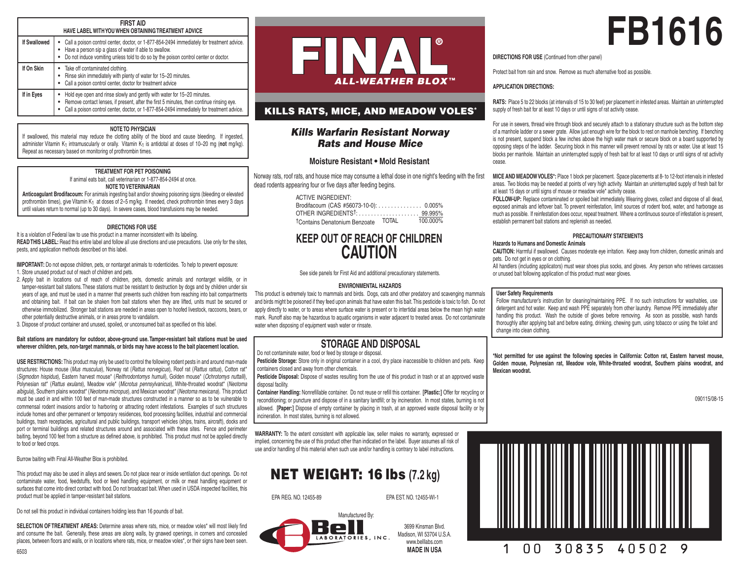# FB1616

## FIRST AID

**HAVE LABEL WITH YOU WHEN OBTAINING TREATMENT ADVICE**

| | |
|---|---|
| **If Swallowed** | • Call a poison control center, doctor, or 1-877-854-2494 immediately for treatment advice. • Have a person sip a glass of water if able to swallow. • Do not induce vomiting unless told to do so by the poison control center or doctor. |
| **If On Skin** | • Take off contaminated clothing. • Rinse skin immediately with plenty of water for 15–20 minutes. • Call a poison control center, doctor for treatment advice |
| **If in Eyes** | • Hold eye open and rinse slowly and gently with water for 15–20 minutes. • Remove contact lenses, if present, after the first 5 minutes, then continue rinsing eye. • Call a poison control center, doctor, or 1-877-854-2494 immediately for treatment advice. |

### NOTE TO PHYSICIAN

If swallowed, this material may reduce the clotting ability of the blood and cause bleeding. If ingested, administer Vitamin $K_1$ intramuscularly or orally. Vitamin $K_1$ is antidotal at doses of 10–20 mg (**not** mg/kg). Repeat as necessary based on monitoring of prothrombin times.

### TREATMENT FOR PET POISONING

If animal eats bait, call veterinarian or 1-877-854-2494 at once.

**NOTE TO VETERINARIAN**

**Anticoagulant Brodifacoum:** For animals ingesting bait and/or showing poisoning signs (bleeding or elevated prothrombin times), give Vitamin $K_1$ at doses of 2–5 mg/kg. If needed, check prothrombin times every 3 days until values return to normal (up to 30 days). In severe cases, blood transfusions may be needed.

### DIRECTIONS FOR USE

It is a violation of Federal law to use this product in a manner inconsistent with its labeling.

**READ THIS LABEL:** Read this entire label and follow all use directions and use precautions. Use only for the sites, pests, and application methods described on this label.

**IMPORTANT:** Do not expose children, pets, or nontarget animals to rodenticides. To help to prevent exposure:

1. Store unused product out of reach of children and pets.
2. Apply bait in locations out of reach of children, pets, domestic animals and nontarget wildlife, or in tamper-resistant bait stations. These stations must be resistant to destruction by dogs and by children under six years of age, and must be used in a manner that prevents such children from reaching into bait compartments and obtaining bait. If bait can be shaken from bait stations when they are lifted, units must be secured or otherwise immobilized. Stronger bait stations are needed in areas open to hoofed livestock, raccoons, bears, or other potentially destructive animals, or in areas prone to vandalism.
3. Dispose of product container and unused, spoiled, or unconsumed bait as specified on this label.

**Bait stations are mandatory for outdoor, above-ground use. Tamper-resistant bait stations must be used wherever children, pets, non-target mammals, or birds may have access to the bait placement location.**

**USE RESTRICTIONS:** This product may only be used to control the following rodent pests in and around man-made structures: House mouse (*Mus musculus*), Norway rat (*Rattus norvegicus*), Roof rat (*Rattus rattus*), Cotton rat* (*Sigmodon hispidus*), Eastern harvest mouse* (*Reithrodontomys humuli*), Golden mouse* (*Ochrotomys nuttalli*), Polynesian rat* (*Rattus exulans*), Meadow vole* (*Microtus pennsylvanicus*), White-throated woodrat* (*Neotoma albigula*), Southern plains woodrat* (*Neotoma micropus*), and Mexican woodrat* (*Neotoma mexicana*). This product must be used in and within 100 feet of man-made structures constructed in a manner so as to be vulnerable to commensal rodent invasions and/or to harboring or attracting rodent infestations. Examples of such structures include homes and other permanent or temporary residences, food processing facilities, industrial and commercial buildings, trash receptacles, agricultural and public buildings, transport vehicles (ships, trains, aircraft), docks and port or terminal buildings and related structures around and associated with these sites. Fence and perimeter baiting, beyond 100 feet from a structure as defined above, is prohibited. This product must not be applied directly to food or feed crops.

Burrow baiting with Final All-Weather Blox is prohibited.

This product may also be used in alleys and sewers. Do not place near or inside ventilation duct openings. Do not contaminate water, food, feedstuffs, food or feed handling equipment, or milk or meat handling equipment or surfaces that come into direct contact with food. Do not broadcast bait. When used in USDA inspected facilities, this product must be applied in tamper-resistant bait stations.

Do not sell this product in individual containers holding less than 16 pounds of bait.

**SELECTION OF TREATMENT AREAS:** Determine areas where rats, mice, or meadow voles* will most likely find and consume the bait. Generally, these areas are along walls, by gnawed openings, in corners and concealed places, between floors and walls, or in locations where rats, mice, or meadow voles*, or their signs have been seen.

6503

# FINAL® ALL-WEATHER BLOX™

## KILLS RATS, MICE, AND MEADOW VOLES*

### *Kills Warfarin Resistant Norway Rats and House Mice*

**Moisture Resistant • Mold Resistant**

Norway rats, roof rats, and house mice may consume a lethal dose in one night's feeding with the first dead rodents appearing four or five days after feeding begins.

| ACTIVE INGREDIENT: | |
|---|---|
| Brodifacoum (CAS #56073-10-0): | 0.005% |
| OTHER INGREDIENTS†: | 99.995% |
| TOTAL | 100.000% |

†Contains Denatonium Benzoate

## KEEP OUT OF REACH OF CHILDREN
## CAUTION

See side panels for First Aid and additional precautionary statements.

### ENVIRONMENTAL HAZARDS

This product is extremely toxic to mammals and birds. Dogs, cats and other predatory and scavenging mammals and birds might be poisoned if they feed upon animals that have eaten this bait. This pesticide is toxic to fish. Do not apply directly to water, or to areas where surface water is present or to intertidal areas below the mean high water mark. Runoff also may be hazardous to aquatic organisms in water adjacent to treated areas. Do not contaminate water when disposing of equipment wash water or rinsate.

## STORAGE AND DISPOSAL

Do not contaminate water, food or feed by storage or disposal.

**Pesticide Storage:** Store only in original container in a cool, dry place inaccessible to children and pets. Keep containers closed and away from other chemicals.

**Pesticide Disposal:** Dispose of wastes resulting from the use of this product in trash or at an approved waste disposal facility.

**Container Handling:** Nonrefillable container. Do not reuse or refill this container. **[Plastic:]** Offer for recycling or reconditioning; or puncture and dispose of in a sanitary landfill; or by incineration. In most states, burning is not allowed. **[Paper:]** Dispose of empty container by placing in trash, at an approved waste disposal facility or by incineration. In most states, burning is not allowed.

**WARRANTY:** To the extent consistent with applicable law, seller makes no warranty, expressed or implied, concerning the use of this product other than indicated on the label. Buyer assumes all risk of use and/or handling of this material when such use and/or handling is contrary to label instructions.

## NET WEIGHT: 16 lbs (7.2 kg)

EPA REG. NO. 12455-89

EPA EST. NO. 12455-WI-1

Manufactured By:

Bell Laboratories, Inc.

3699 Kinsman Blvd.
Madison, WI 53704 U.S.A.
www.belllabs.com
**MADE IN USA**

**DIRECTIONS FOR USE** (Continued from other panel)

Protect bait from rain and snow. Remove as much alternative food as possible.

**APPLICATION DIRECTIONS:**

**RATS:** Place 5 to 22 blocks (at intervals of 15 to 30 feet) per placement in infested areas. Maintain an uninterrupted supply of fresh bait for at least 10 days or until signs of rat activity cease.

For use in sewers, thread wire through block and securely attach to a stationary structure such as the bottom step of a manhole ladder or a sewer grate. Allow just enough wire for the block to rest on manhole benching. If benching is not present, suspend block a few inches above the high water mark or secure block on a board supported by opposing steps of the ladder. Securing block in this manner will prevent removal by rats or water. Use at least 15 blocks per manhole. Maintain an uninterrupted supply of fresh bait for at least 10 days or until signs of rat activity cease.

**MICE AND MEADOW VOLES*:** Place 1 block per placement. Space placements at 8- to 12-foot intervals in infested areas. Two blocks may be needed at points of very high activity. Maintain an uninterrupted supply of fresh bait for at least 15 days or until signs of mouse or meadow vole* activity cease.

**FOLLOW-UP:** Replace contaminated or spoiled bait immediately. Wearing gloves, collect and dispose of all dead, exposed animals and leftover bait. To prevent reinfestation, limit sources of rodent food, water, and harborage as much as possible. If reinfestation does occur, repeat treatment. Where a continuous source of infestation is present, establish permanent bait stations and replenish as needed.

### PRECAUTIONARY STATEMENTS

**Hazards to Humans and Domestic Animals**

**CAUTION:** Harmful if swallowed. Causes moderate eye irritation. Keep away from children, domestic animals and pets. Do not get in eyes or on clothing.

All handlers (including applicators) must wear shoes plus socks, and gloves. Any person who retrieves carcasses or unused bait following application of this product must wear gloves.

**User Safety Requirements**

Follow manufacturer's instruction for cleaning/maintaining PPE. If no such instructions for washables, use detergent and hot water. Keep and wash PPE separately from other laundry. Remove PPE immediately after handling this product. Wash the outside of gloves before removing. As soon as possible, wash hands thoroughly after applying bait and before eating, drinking, chewing gum, using tobacco or using the toilet and change into clean clothing.

**\*Not permitted for use against the following species in California: Cotton rat, Eastern harvest mouse, Golden mouse, Polynesian rat, Meadow vole, White-throated woodrat, Southern plains woodrat, and Mexican woodrat.**

090115/08-15

1 00 30835 40502 9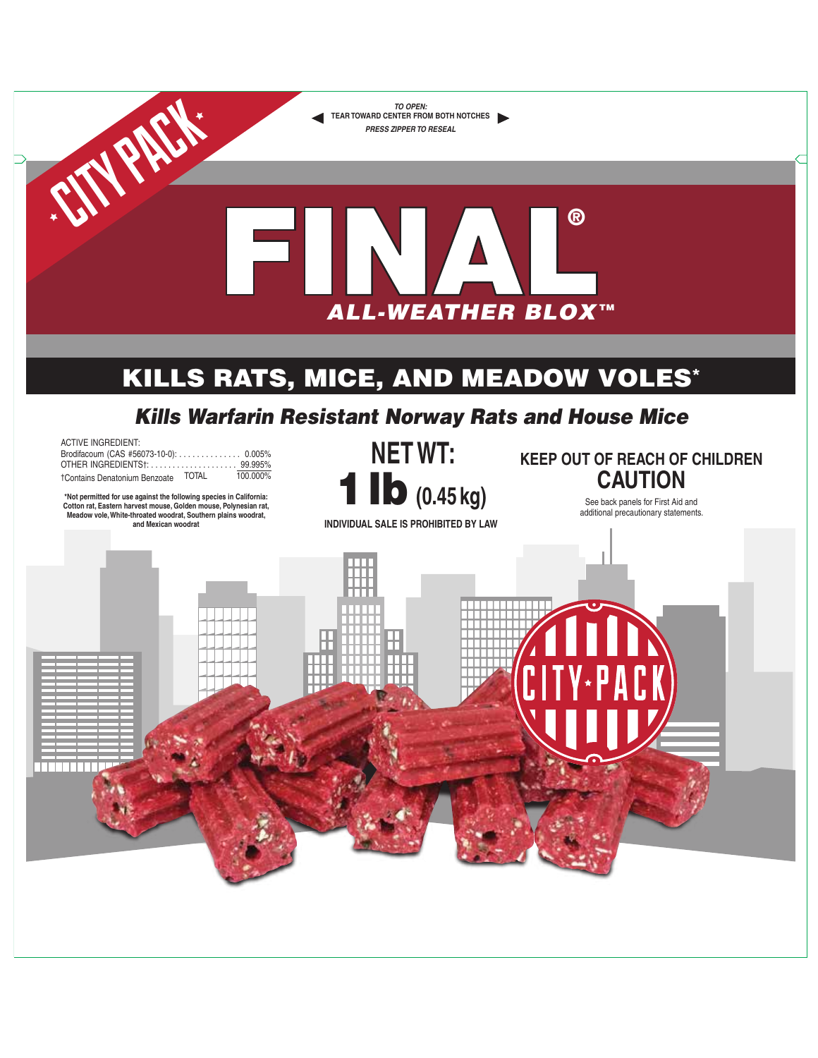CITY PACK

TO OPEN:
TEAR TOWARD CENTER FROM BOTH NOTCHES
PRESS ZIPPER TO RESEAL

# FINAL®

***ALL-WEATHER BLOX™***

## KILLS RATS, MICE, AND MEADOW VOLES*

### *Kills Warfarin Resistant Norway Rats and House Mice*

ACTIVE INGREDIENT:

| | |
|---|---|
| Brodifacoum (CAS #56073-10-0): | 0.005% |
| OTHER INGREDIENTS†: | 99.995% |
| TOTAL | 100.000% |

†Contains Denatonium Benzoate

**\*Not permitted for use against the following species in California: Cotton rat, Eastern harvest mouse, Golden mouse, Polynesian rat, Meadow vole, White-throated woodrat, Southern plains woodrat, and Mexican woodrat**

**NET WT: 1 lb (0.45 kg)**

**INDIVIDUAL SALE IS PROHIBITED BY LAW**

**KEEP OUT OF REACH OF CHILDREN**

**CAUTION**

See back panels for First Aid and additional precautionary statements.

CITY★PACK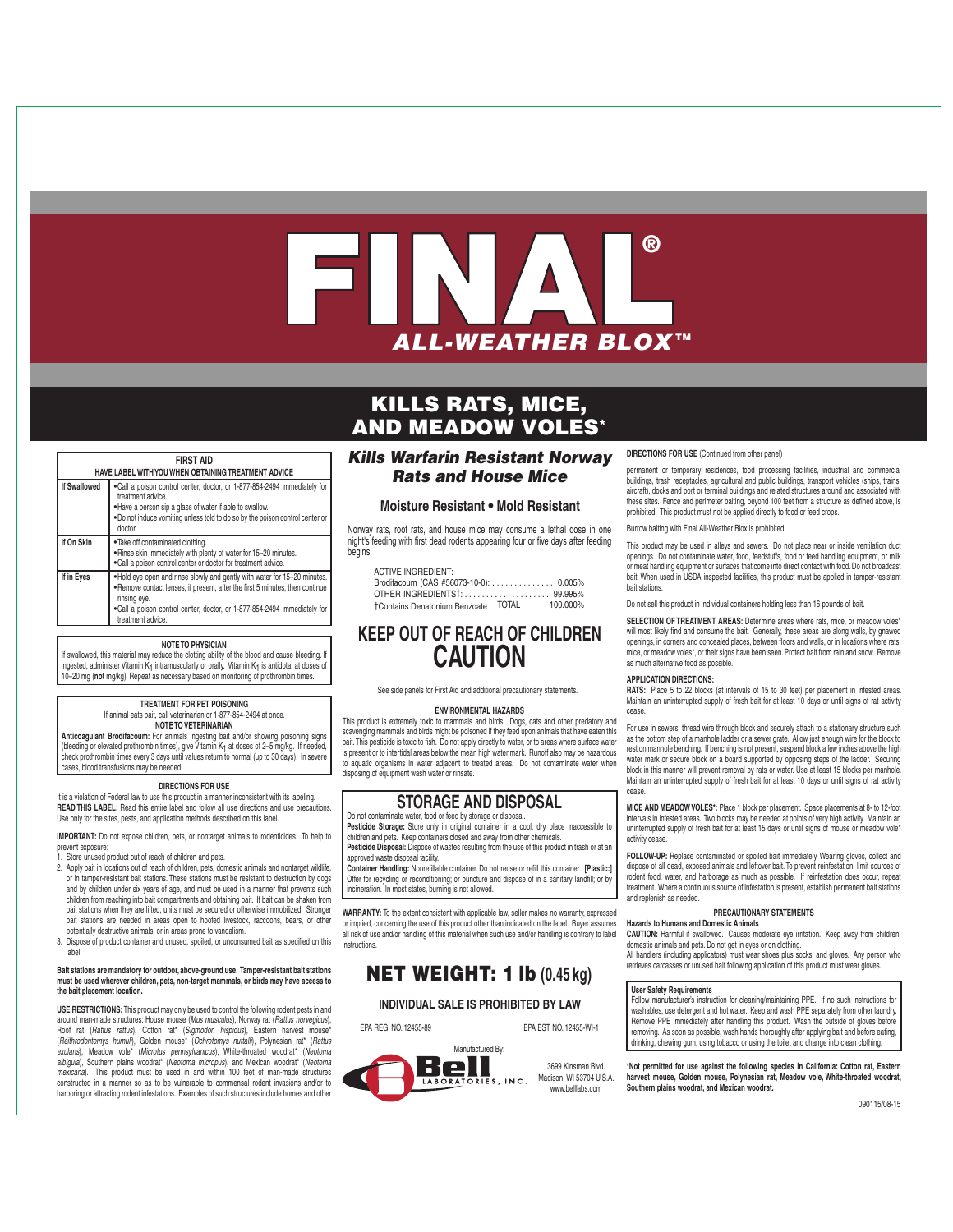# FINAL®

## ALL-WEATHER BLOX™

## KILLS RATS, MICE, AND MEADOW VOLES*

| FIRST AID | |
|---|---|
| HAVE LABEL WITH YOU WHEN OBTAINING TREATMENT ADVICE | |
| If Swallowed | • Call a poison control center, doctor, or 1-877-854-2494 immediately for treatment advice.<br>• Have a person sip a glass of water if able to swallow.<br>• Do not induce vomiting unless told to do so by the poison control center or doctor. |
| If On Skin | • Take off contaminated clothing.<br>• Rinse skin immediately with plenty of water for 15–20 minutes.<br>• Call a poison control center or doctor for treatment advice. |
| If in Eyes | • Hold eye open and rinse slowly and gently with water for 15–20 minutes.<br>• Remove contact lenses, if present, after the first 5 minutes, then continue rinsing eye.<br>• Call a poison control center, doctor, or 1-877-854-2494 immediately for treatment advice. |

**NOTE TO PHYSICIAN**

If swallowed, this material may reduce the clotting ability of the blood and cause bleeding. If ingested, administer Vitamin $K_1$ intramuscularly or orally. Vitamin $K_1$ is antidotal at doses of 10–20 mg (**not** mg/kg). Repeat as necessary based on monitoring of prothrombin times.

**TREATMENT FOR PET POISONING**

If animal eats bait, call veterinarian or 1-877-854-2494 at once.

**NOTE TO VETERINARIAN**

**Anticoagulant Brodifacoum:** For animals ingesting bait and/or showing poisoning signs (bleeding or elevated prothrombin times), give Vitamin $K_1$ at doses of 2–5 mg/kg. If needed, check prothrombin times every 3 days until values return to normal (up to 30 days). In severe cases, blood transfusions may be needed.

### DIRECTIONS FOR USE

It is a violation of Federal law to use this product in a manner inconsistent with its labeling. **READ THIS LABEL:** Read this entire label and follow all use directions and use precautions. Use only for the sites, pests, and application methods described on this label.

**IMPORTANT:** Do not expose children, pets, or nontarget animals to rodenticides. To help to prevent exposure:

1. Store unused product out of reach of children and pets.
2. Apply bait in locations out of reach of children, pets, domestic animals and nontarget wildlife, or in tamper-resistant bait stations. These stations must be resistant to destruction by dogs and by children under six years of age, and must be used in a manner that prevents such children from reaching into bait compartments and obtaining bait. If bait can be shaken from bait stations when they are lifted, units must be secured or otherwise immobilized. Stronger bait stations are needed in areas open to hoofed livestock, raccoons, bears, or other potentially destructive animals, or in areas prone to vandalism.
3. Dispose of product container and unused, spoiled, or unconsumed bait as specified on this label.

**Bait stations are mandatory for outdoor, above-ground use. Tamper-resistant bait stations must be used wherever children, pets, non-target mammals, or birds may have access to the bait placement location.**

**USE RESTRICTIONS:** This product may only be used to control the following rodent pests in and around man-made structures: House mouse (*Mus musculus*), Norway rat (*Rattus norvegicus*), Roof rat (*Rattus rattus*), Cotton rat* (*Sigmodon hispidus*), Eastern harvest mouse* (*Reithrodontomys humuli*), Golden mouse* (*Ochrotomys nuttalli*), Polynesian rat* (*Rattus exulans*), Meadow vole* (*Microtus pennsylvanicus*), White-throated woodrat* (*Neotoma albigula*), Southern plains woodrat* (*Neotoma micropus*), and Mexican woodrat* (*Neotoma mexicana*). This product must be used in and within 100 feet of man-made structures constructed in a manner so as to be vulnerable to commensal rodent invasions and/or to harboring or attracting rodent infestations. Examples of such structures include homes and other

### *Kills Warfarin Resistant Norway Rats and House Mice*

**Moisture Resistant • Mold Resistant**

Norway rats, roof rats, and house mice may consume a lethal dose in one night's feeding with first dead rodents appearing four or five days after feeding begins.

| | |
|---|---|
| ACTIVE INGREDIENT: | |
| Brodifacoum (CAS #56073-10-0): | 0.005% |
| OTHER INGREDIENTS†: | 99.995% |
| †Contains Denatonium Benzoate TOTAL | 100.000% |

## KEEP OUT OF REACH OF CHILDREN
## CAUTION

See side panels for First Aid and additional precautionary statements.

**ENVIRONMENTAL HAZARDS**

This product is extremely toxic to mammals and birds. Dogs, cats and other predatory and scavenging mammals and birds might be poisoned if they feed upon animals that have eaten this bait. This pesticide is toxic to fish. Do not apply directly to water, or to areas where surface water is present or to intertidal areas below the mean high water mark. Runoff also may be hazardous to aquatic organisms in water adjacent to treated areas. Do not contaminate water when disposing of equipment wash water or rinsate.

## STORAGE AND DISPOSAL

Do not contaminate water, food or feed by storage or disposal.

**Pesticide Storage:** Store only in original container in a cool, dry place inaccessible to children and pets. Keep containers closed and away from other chemicals.

**Pesticide Disposal:** Dispose of wastes resulting from the use of this product in trash or at an approved waste disposal facility.

**Container Handling:** Nonrefillable container. Do not reuse or refill this container. **[Plastic:]** Offer for recycling or reconditioning; or puncture and dispose of in a sanitary landfill; or by incineration. In most states, burning is not allowed.

**WARRANTY:** To the extent consistent with applicable law, seller makes no warranty, expressed or implied, concerning the use of this product other than indicated on the label. Buyer assumes all risk of use and/or handling of this material when such use and/or handling is contrary to label instructions.

## NET WEIGHT: 1 lb (0.45 kg)

**INDIVIDUAL SALE IS PROHIBITED BY LAW**

EPA REG. NO. 12455-89

EPA EST. NO. 12455-WI-1

Manufactured By:

Bell LABORATORIES, INC.

3699 Kinsman Blvd.
Madison, WI 53704 U.S.A.
www.belllabs.com

**DIRECTIONS FOR USE** (Continued from other panel)

permanent or temporary residences, food processing facilities, industrial and commercial buildings, trash receptacles, agricultural and public buildings, transport vehicles (ships, trains, aircraft), docks and port or terminal buildings and related structures around and associated with these sites. Fence and perimeter baiting, beyond 100 feet from a structure as defined above, is prohibited. This product must not be applied directly to food or feed crops.

Burrow baiting with Final All-Weather Blox is prohibited.

This product may be used in alleys and sewers. Do not place near or inside ventilation duct openings. Do not contaminate water, food, feedstuffs, food or feed handling equipment, or milk or meat handling equipment or surfaces that come into direct contact with food. Do not broadcast bait. When used in USDA inspected facilities, this product must be applied in tamper-resistant bait stations.

Do not sell this product in individual containers holding less than 16 pounds of bait.

**SELECTION OF TREATMENT AREAS:** Determine areas where rats, mice, or meadow voles* will most likely find and consume the bait. Generally, these areas are along walls, by gnawed openings, in corners and concealed places, between floors and walls, or in locations where rats, mice, or meadow voles*, or their signs have been seen. Protect bait from rain and snow. Remove as much alternative food as possible.

**APPLICATION DIRECTIONS:**

**RATS:** Place 5 to 22 blocks (at intervals of 15 to 30 feet) per placement in infested areas. Maintain an uninterrupted supply of fresh bait for at least 10 days or until signs of rat activity cease.

For use in sewers, thread wire through block and securely attach to a stationary structure such as the bottom step of a manhole ladder or a sewer grate. Allow just enough wire for the block to rest on manhole benching. If benching is not present, suspend block a few inches above the high water mark or secure block on a board supported by opposing steps of the ladder. Securing block in this manner will prevent removal by rats or water. Use at least 15 blocks per manhole. Maintain an uninterrupted supply of fresh bait for at least 10 days or until signs of rat activity cease.

**MICE AND MEADOW VOLES*:** Place 1 block per placement. Space placements at 8- to 12-foot intervals in infested areas. Two blocks may be needed at points of very high activity. Maintain an uninterrupted supply of fresh bait for at least 15 days or until signs of mouse or meadow vole* activity cease.

**FOLLOW-UP:** Replace contaminated or spoiled bait immediately. Wearing gloves, collect and dispose of all dead, exposed animals and leftover bait. To prevent reinfestation, limit sources of rodent food, water, and harborage as much as possible. If reinfestation does occur, repeat treatment. Where a continuous source of infestation is present, establish permanent bait stations and replenish as needed.

**PRECAUTIONARY STATEMENTS**

**Hazards to Humans and Domestic Animals**

**CAUTION:** Harmful if swallowed. Causes moderate eye irritation. Keep away from children, domestic animals and pets. Do not get in eyes or on clothing.

All handlers (including applicators) must wear shoes plus socks, and gloves. Any person who retrieves carcasses or unused bait following application of this product must wear gloves.

**User Safety Requirements**

Follow manufacturer's instruction for cleaning/maintaining PPE. If no such instructions for washables, use detergent and hot water. Keep and wash PPE separately from other laundry. Remove PPE immediately after handling this product. Wash the outside of gloves before removing. As soon as possible, wash hands thoroughly after applying bait and before eating, drinking, chewing gum, using tobacco or using the toilet and change into clean clothing.

**\*Not permitted for use against the following species in California: Cotton rat, Eastern harvest mouse, Golden mouse, Polynesian rat, Meadow vole, White-throated woodrat, Southern plains woodrat, and Mexican woodrat.**

090115/08-15